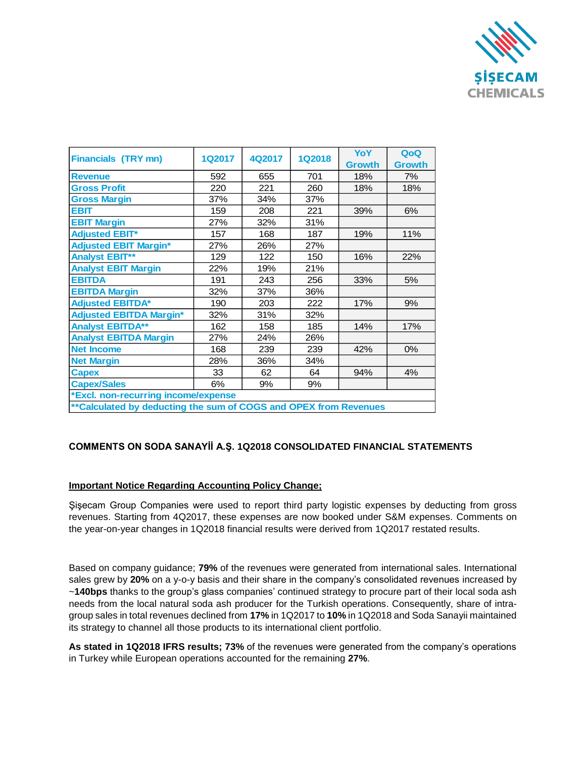| Financials (TRY mn) | 1Q2017 | 4Q2017 | 1Q2018 | YoY Growth | QoQ Growth |
|---|---|---|---|---|---|
| Revenue | 592 | 655 | 701 | 18% | 7% |
| Gross Profit | 220 | 221 | 260 | 18% | 18% |
| Gross Margin | 37% | 34% | 37% | | |
| EBIT | 159 | 208 | 221 | 39% | 6% |
| EBIT Margin | 27% | 32% | 31% | | |
| Adjusted EBIT* | 157 | 168 | 187 | 19% | 11% |
| Adjusted EBIT Margin* | 27% | 26% | 27% | | |
| Analyst EBIT** | 129 | 122 | 150 | 16% | 22% |
| Analyst EBIT Margin | 22% | 19% | 21% | | |
| EBITDA | 191 | 243 | 256 | 33% | 5% |
| EBITDA Margin | 32% | 37% | 36% | | |
| Adjusted EBITDA* | 190 | 203 | 222 | 17% | 9% |
| Adjusted EBITDA Margin* | 32% | 31% | 32% | | |
| Analyst EBITDA** | 162 | 158 | 185 | 14% | 17% |
| Analyst EBITDA Margin | 27% | 24% | 26% | | |
| Net Income | 168 | 239 | 239 | 42% | 0% |
| Net Margin | 28% | 36% | 34% | | |
| Capex | 33 | 62 | 64 | 94% | 4% |
| Capex/Sales | 6% | 9% | 9% | | |
| *Excl. non-recurring income/expense | | | | | |
| **Calculated by deducting the sum of COGS and OPEX from Revenues | | | | | |

## COMMENTS ON SODA SANAYİİ A.Ş. 1Q2018 CONSOLIDATED FINANCIAL STATEMENTS

**Important Notice Regarding Accounting Policy Change;**

Şişecam Group Companies were used to report third party logistic expenses by deducting from gross revenues. Starting from 4Q2017, these expenses are now booked under S&M expenses. Comments on the year-on-year changes in 1Q2018 financial results were derived from 1Q2017 restated results.

Based on company guidance; **79%** of the revenues were generated from international sales. International sales grew by **20%** on a y-o-y basis and their share in the company's consolidated revenues increased by ~**140bps** thanks to the group's glass companies' continued strategy to procure part of their local soda ash needs from the local natural soda ash producer for the Turkish operations. Consequently, share of intra-group sales in total revenues declined from **17%** in 1Q2017 to **10%** in 1Q2018 and Soda Sanayii maintained its strategy to channel all those products to its international client portfolio.

**As stated in 1Q2018 IFRS results; 73%** of the revenues were generated from the company's operations in Turkey while European operations accounted for the remaining **27%**.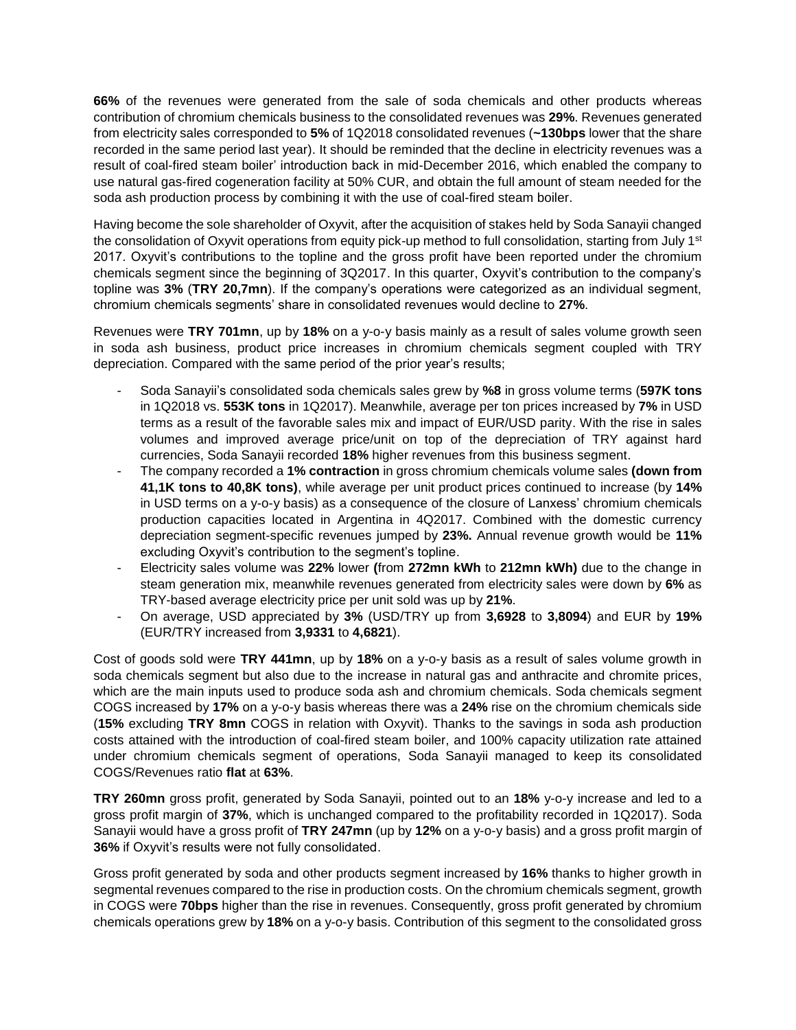**66%** of the revenues were generated from the sale of soda chemicals and other products whereas contribution of chromium chemicals business to the consolidated revenues was **29%**. Revenues generated from electricity sales corresponded to **5%** of 1Q2018 consolidated revenues (**~130bps** lower that the share recorded in the same period last year). It should be reminded that the decline in electricity revenues was a result of coal-fired steam boiler' introduction back in mid-December 2016, which enabled the company to use natural gas-fired cogeneration facility at 50% CUR, and obtain the full amount of steam needed for the soda ash production process by combining it with the use of coal-fired steam boiler.

Having become the sole shareholder of Oxyvit, after the acquisition of stakes held by Soda Sanayii changed the consolidation of Oxyvit operations from equity pick-up method to full consolidation, starting from July 1st 2017. Oxyvit's contributions to the topline and the gross profit have been reported under the chromium chemicals segment since the beginning of 3Q2017. In this quarter, Oxyvit's contribution to the company's topline was **3%** (**TRY 20,7mn**). If the company's operations were categorized as an individual segment, chromium chemicals segments' share in consolidated revenues would decline to **27%**.

Revenues were **TRY 701mn**, up by **18%** on a y-o-y basis mainly as a result of sales volume growth seen in soda ash business, product price increases in chromium chemicals segment coupled with TRY depreciation. Compared with the same period of the prior year's results;

- Soda Sanayii's consolidated soda chemicals sales grew by **%8** in gross volume terms (**597K tons** in 1Q2018 vs. **553K tons** in 1Q2017). Meanwhile, average per ton prices increased by **7%** in USD terms as a result of the favorable sales mix and impact of EUR/USD parity. With the rise in sales volumes and improved average price/unit on top of the depreciation of TRY against hard currencies, Soda Sanayii recorded **18%** higher revenues from this business segment.
- The company recorded a **1% contraction** in gross chromium chemicals volume sales **(down from 41,1K tons to 40,8K tons)**, while average per unit product prices continued to increase (by **14%** in USD terms on a y-o-y basis) as a consequence of the closure of Lanxess' chromium chemicals production capacities located in Argentina in 4Q2017. Combined with the domestic currency depreciation segment-specific revenues jumped by **23%.** Annual revenue growth would be **11%** excluding Oxyvit's contribution to the segment's topline.
- Electricity sales volume was **22%** lower **(**from **272mn kWh** to **212mn kWh)** due to the change in steam generation mix, meanwhile revenues generated from electricity sales were down by **6%** as TRY-based average electricity price per unit sold was up by **21%**.
- On average, USD appreciated by **3%** (USD/TRY up from **3,6928** to **3,8094**) and EUR by **19%** (EUR/TRY increased from **3,9331** to **4,6821**).

Cost of goods sold were **TRY 441mn**, up by **18%** on a y-o-y basis as a result of sales volume growth in soda chemicals segment but also due to the increase in natural gas and anthracite and chromite prices, which are the main inputs used to produce soda ash and chromium chemicals. Soda chemicals segment COGS increased by **17%** on a y-o-y basis whereas there was a **24%** rise on the chromium chemicals side (**15%** excluding **TRY 8mn** COGS in relation with Oxyvit). Thanks to the savings in soda ash production costs attained with the introduction of coal-fired steam boiler, and 100% capacity utilization rate attained under chromium chemicals segment of operations, Soda Sanayii managed to keep its consolidated COGS/Revenues ratio **flat** at **63%**.

**TRY 260mn** gross profit, generated by Soda Sanayii, pointed out to an **18%** y-o-y increase and led to a gross profit margin of **37%**, which is unchanged compared to the profitability recorded in 1Q2017). Soda Sanayii would have a gross profit of **TRY 247mn** (up by **12%** on a y-o-y basis) and a gross profit margin of **36%** if Oxyvit's results were not fully consolidated.

Gross profit generated by soda and other products segment increased by **16%** thanks to higher growth in segmental revenues compared to the rise in production costs. On the chromium chemicals segment, growth in COGS were **70bps** higher than the rise in revenues. Consequently, gross profit generated by chromium chemicals operations grew by **18%** on a y-o-y basis. Contribution of this segment to the consolidated gross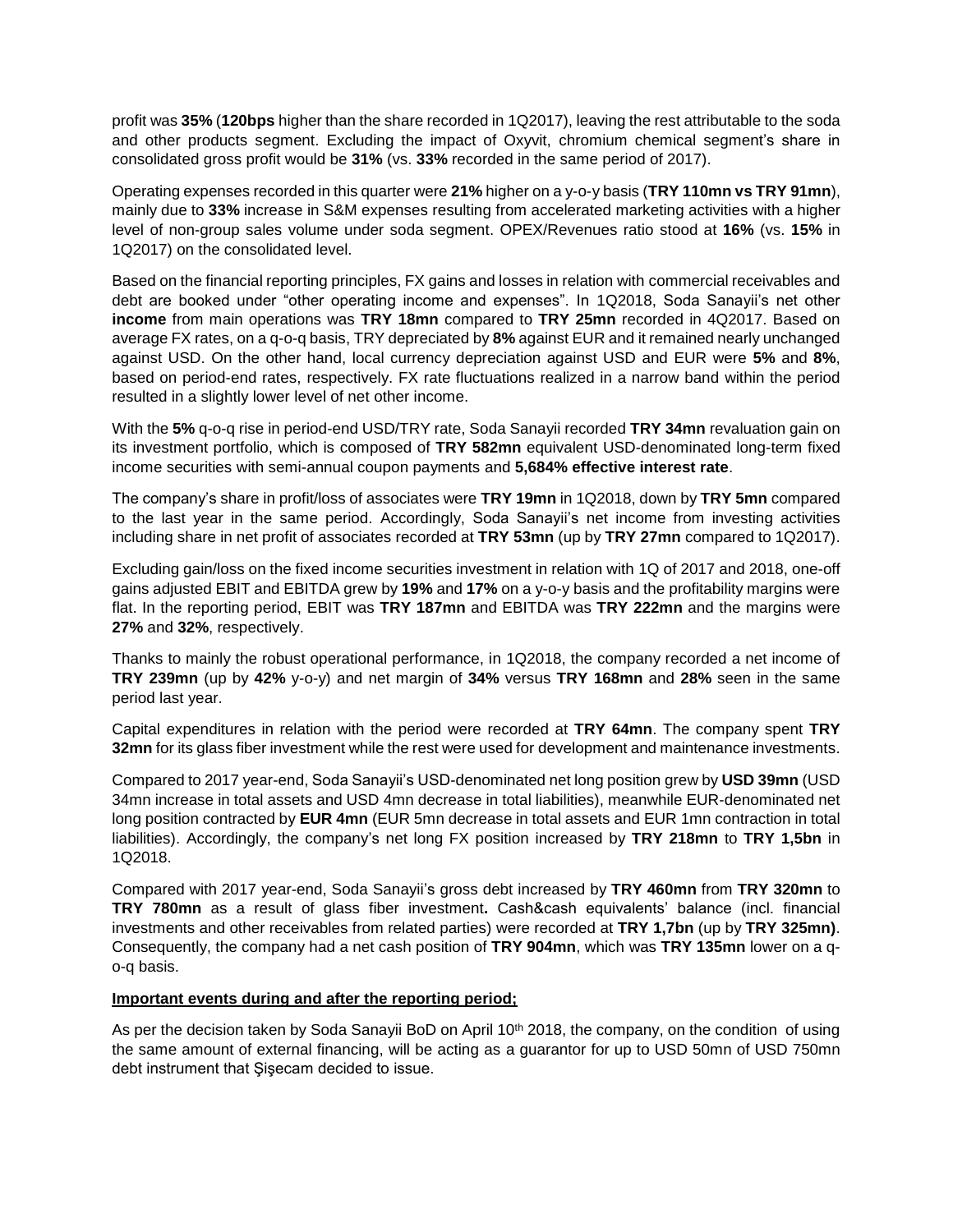profit was **35%** (**120bps** higher than the share recorded in 1Q2017), leaving the rest attributable to the soda and other products segment. Excluding the impact of Oxyvit, chromium chemical segment's share in consolidated gross profit would be **31%** (vs. **33%** recorded in the same period of 2017).

Operating expenses recorded in this quarter were **21%** higher on a y-o-y basis (**TRY 110mn vs TRY 91mn**), mainly due to **33%** increase in S&M expenses resulting from accelerated marketing activities with a higher level of non-group sales volume under soda segment. OPEX/Revenues ratio stood at **16%** (vs. **15%** in 1Q2017) on the consolidated level.

Based on the financial reporting principles, FX gains and losses in relation with commercial receivables and debt are booked under "other operating income and expenses". In 1Q2018, Soda Sanayii's net other **income** from main operations was **TRY 18mn** compared to **TRY 25mn** recorded in 4Q2017. Based on average FX rates, on a q-o-q basis, TRY depreciated by **8%** against EUR and it remained nearly unchanged against USD. On the other hand, local currency depreciation against USD and EUR were **5%** and **8%**, based on period-end rates, respectively. FX rate fluctuations realized in a narrow band within the period resulted in a slightly lower level of net other income.

With the **5%** q-o-q rise in period-end USD/TRY rate, Soda Sanayii recorded **TRY 34mn** revaluation gain on its investment portfolio, which is composed of **TRY 582mn** equivalent USD-denominated long-term fixed income securities with semi-annual coupon payments and **5,684% effective interest rate**.

The company's share in profit/loss of associates were **TRY 19mn** in 1Q2018, down by **TRY 5mn** compared to the last year in the same period. Accordingly, Soda Sanayii's net income from investing activities including share in net profit of associates recorded at **TRY 53mn** (up by **TRY 27mn** compared to 1Q2017).

Excluding gain/loss on the fixed income securities investment in relation with 1Q of 2017 and 2018, one-off gains adjusted EBIT and EBITDA grew by **19%** and **17%** on a y-o-y basis and the profitability margins were flat. In the reporting period, EBIT was **TRY 187mn** and EBITDA was **TRY 222mn** and the margins were **27%** and **32%**, respectively.

Thanks to mainly the robust operational performance, in 1Q2018, the company recorded a net income of **TRY 239mn** (up by **42%** y-o-y) and net margin of **34%** versus **TRY 168mn** and **28%** seen in the same period last year.

Capital expenditures in relation with the period were recorded at **TRY 64mn**. The company spent **TRY 32mn** for its glass fiber investment while the rest were used for development and maintenance investments.

Compared to 2017 year-end, Soda Sanayii's USD-denominated net long position grew by **USD 39mn** (USD 34mn increase in total assets and USD 4mn decrease in total liabilities), meanwhile EUR-denominated net long position contracted by **EUR 4mn** (EUR 5mn decrease in total assets and EUR 1mn contraction in total liabilities). Accordingly, the company's net long FX position increased by **TRY 218mn** to **TRY 1,5bn** in 1Q2018.

Compared with 2017 year-end, Soda Sanayii's gross debt increased by **TRY 460mn** from **TRY 320mn** to **TRY 780mn** as a result of glass fiber investment**.** Cash&cash equivalents' balance (incl. financial investments and other receivables from related parties) were recorded at **TRY 1,7bn** (up by **TRY 325mn)**. Consequently, the company had a net cash position of **TRY 904mn**, which was **TRY 135mn** lower on a q-o-q basis.

**Important events during and after the reporting period;**

As per the decision taken by Soda Sanayii BoD on April 10th 2018, the company, on the condition of using the same amount of external financing, will be acting as a guarantor for up to USD 50mn of USD 750mn debt instrument that Şişecam decided to issue.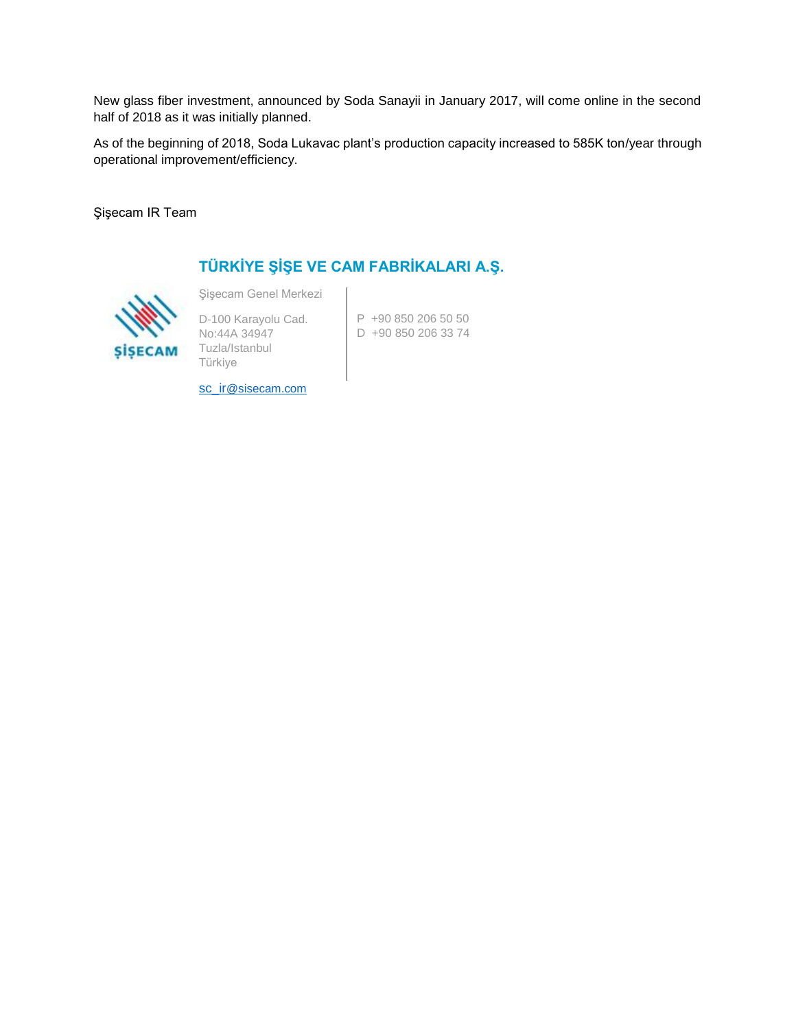New glass fiber investment, announced by Soda Sanayii in January 2017, will come online in the second half of 2018 as it was initially planned.

As of the beginning of 2018, Soda Lukavac plant's production capacity increased to 585K ton/year through operational improvement/efficiency.

Şişecam IR Team

**TÜRKİYE ŞİŞE VE CAM FABRİKALARI A.Ş.**

Şişecam Genel Merkezi

D-100 Karayolu Cad.
No:44A 34947
Tuzla/Istanbul
Türkiye

sc_ir@sisecam.com

P +90 850 206 50 50
D +90 850 206 33 74